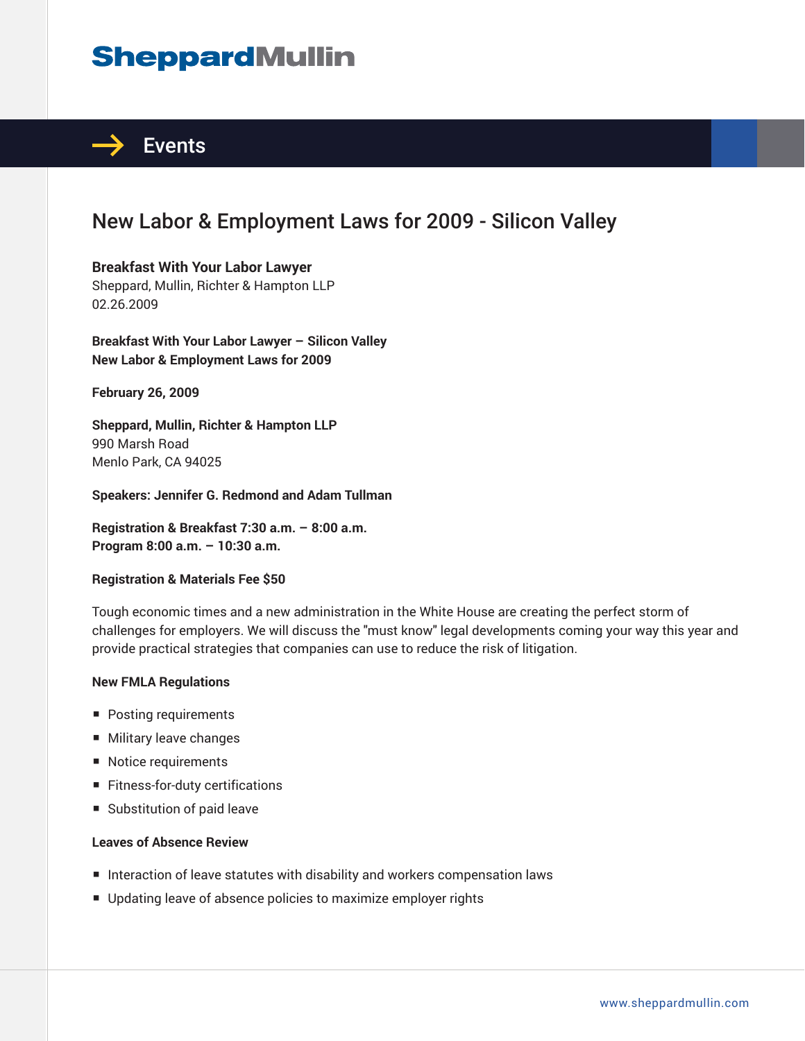# New Labor & Employment Laws for 2009 - Silicon Valley

**Breakfast With Your Labor Lawyer**
Sheppard, Mullin, Richter & Hampton LLP
02.26.2009

**Breakfast With Your Labor Lawyer – Silicon Valley**
**New Labor & Employment Laws for 2009**

**February 26, 2009**

**Sheppard, Mullin, Richter & Hampton LLP**
990 Marsh Road
Menlo Park, CA 94025

**Speakers: Jennifer G. Redmond and Adam Tullman**

**Registration & Breakfast 7:30 a.m. – 8:00 a.m.**
**Program 8:00 a.m. – 10:30 a.m.**

**Registration & Materials Fee $50**

Tough economic times and a new administration in the White House are creating the perfect storm of challenges for employers. We will discuss the "must know" legal developments coming your way this year and provide practical strategies that companies can use to reduce the risk of litigation.

**New FMLA Regulations**

- Posting requirements
- Military leave changes
- Notice requirements
- Fitness-for-duty certifications
- Substitution of paid leave

**Leaves of Absence Review**

- Interaction of leave statutes with disability and workers compensation laws
- Updating leave of absence policies to maximize employer rights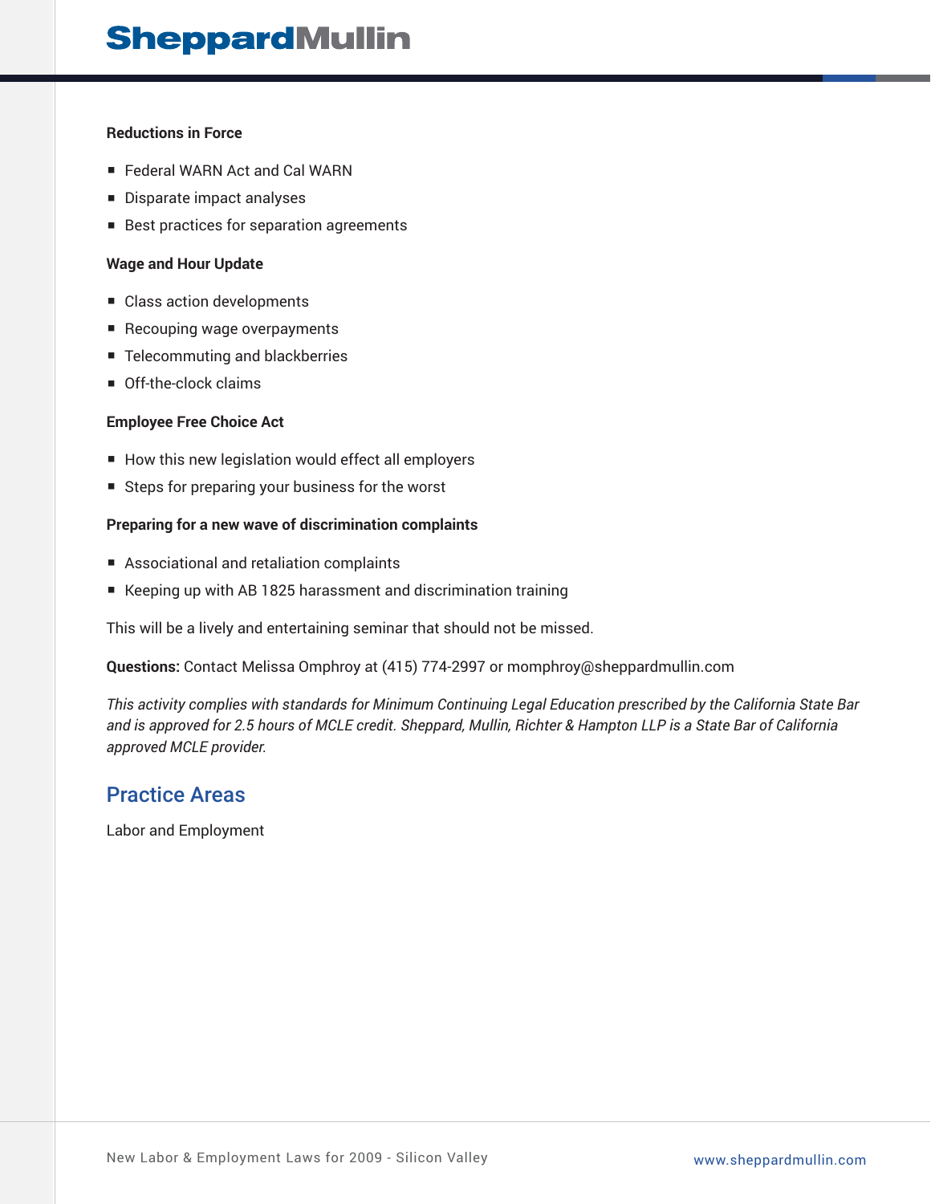**Reductions in Force**

- Federal WARN Act and Cal WARN
- Disparate impact analyses
- Best practices for separation agreements

**Wage and Hour Update**

- Class action developments
- Recouping wage overpayments
- Telecommuting and blackberries
- Off-the-clock claims

**Employee Free Choice Act**

- How this new legislation would effect all employers
- Steps for preparing your business for the worst

**Preparing for a new wave of discrimination complaints**

- Associational and retaliation complaints
- Keeping up with AB 1825 harassment and discrimination training

This will be a lively and entertaining seminar that should not be missed.

**Questions:** Contact Melissa Omphroy at (415) 774-2997 or momphroy@sheppardmullin.com

*This activity complies with standards for Minimum Continuing Legal Education prescribed by the California State Bar and is approved for 2.5 hours of MCLE credit. Sheppard, Mullin, Richter & Hampton LLP is a State Bar of California approved MCLE provider.*

## Practice Areas

Labor and Employment